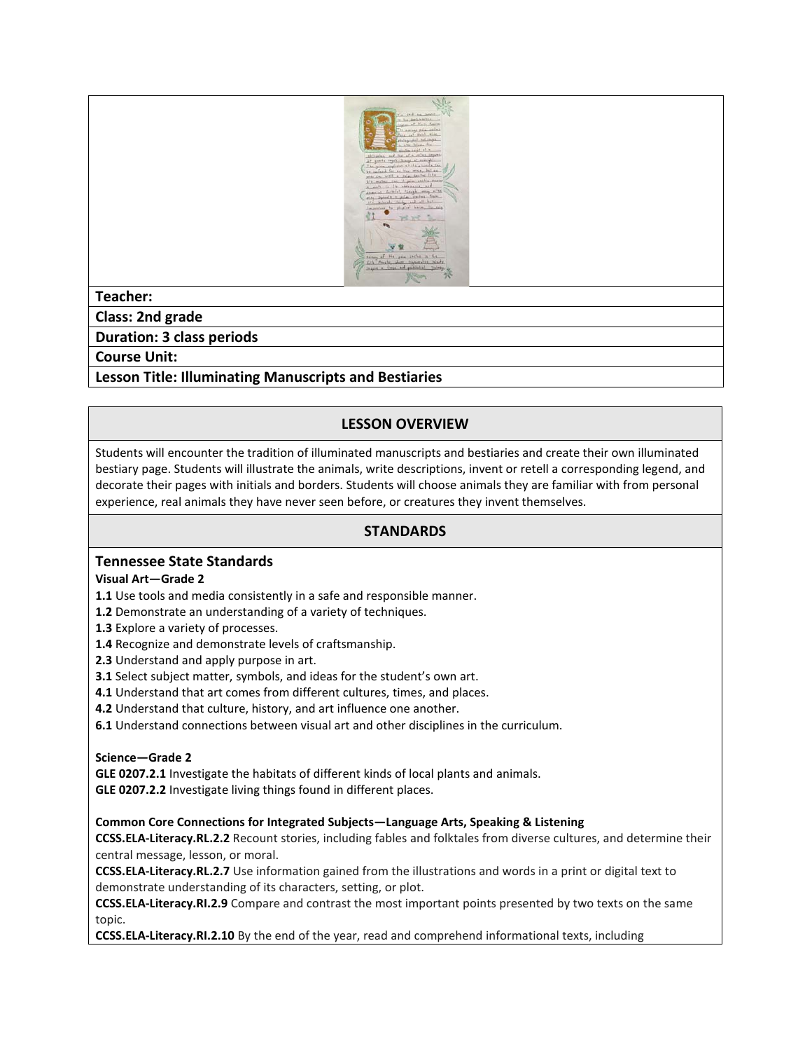| |
|---|
| **Teacher:** |
| **Class: 2nd grade** |
| **Duration: 3 class periods** |
| **Course Unit:** |
| **Lesson Title: Illuminating Manuscripts and Bestiaries** |

## LESSON OVERVIEW

Students will encounter the tradition of illuminated manuscripts and bestiaries and create their own illuminated bestiary page. Students will illustrate the animals, write descriptions, invent or retell a corresponding legend, and decorate their pages with initials and borders. Students will choose animals they are familiar with from personal experience, real animals they have never seen before, or creatures they invent themselves.

## STANDARDS

### Tennessee State Standards

**Visual Art—Grade 2**

**1.1** Use tools and media consistently in a safe and responsible manner.
**1.2** Demonstrate an understanding of a variety of techniques.
**1.3** Explore a variety of processes.
**1.4** Recognize and demonstrate levels of craftsmanship.
**2.3** Understand and apply purpose in art.
**3.1** Select subject matter, symbols, and ideas for the student's own art.
**4.1** Understand that art comes from different cultures, times, and places.
**4.2** Understand that culture, history, and art influence one another.
**6.1** Understand connections between visual art and other disciplines in the curriculum.

**Science—Grade 2**

**GLE 0207.2.1** Investigate the habitats of different kinds of local plants and animals.
**GLE 0207.2.2** Investigate living things found in different places.

**Common Core Connections for Integrated Subjects—Language Arts, Speaking & Listening**

**CCSS.ELA-Literacy.RL.2.2** Recount stories, including fables and folktales from diverse cultures, and determine their central message, lesson, or moral.
**CCSS.ELA-Literacy.RL.2.7** Use information gained from the illustrations and words in a print or digital text to demonstrate understanding of its characters, setting, or plot.
**CCSS.ELA-Literacy.RI.2.9** Compare and contrast the most important points presented by two texts on the same topic.
**CCSS.ELA-Literacy.RI.2.10** By the end of the year, read and comprehend informational texts, including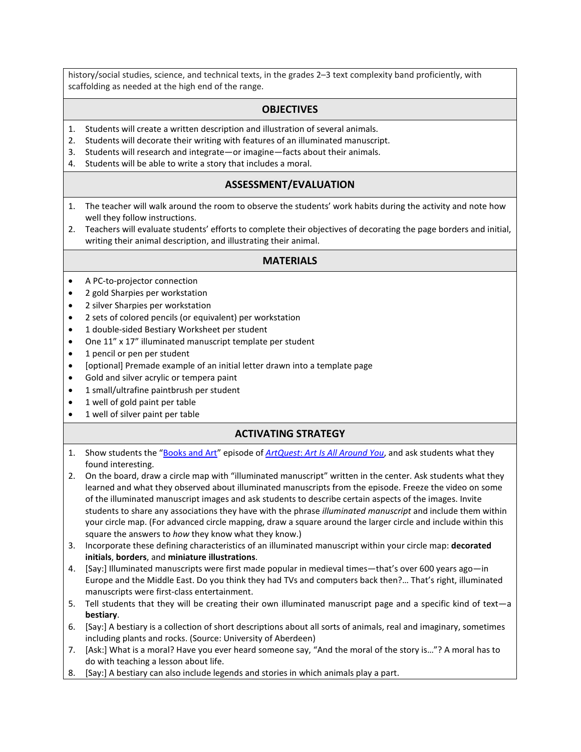history/social studies, science, and technical texts, in the grades 2–3 text complexity band proficiently, with scaffolding as needed at the high end of the range.

## OBJECTIVES

1. Students will create a written description and illustration of several animals.
2. Students will decorate their writing with features of an illuminated manuscript.
3. Students will research and integrate—or imagine—facts about their animals.
4. Students will be able to write a story that includes a moral.

## ASSESSMENT/EVALUATION

1. The teacher will walk around the room to observe the students' work habits during the activity and note how well they follow instructions.
2. Teachers will evaluate students' efforts to complete their objectives of decorating the page borders and initial, writing their animal description, and illustrating their animal.

## MATERIALS

- A PC-to-projector connection
- 2 gold Sharpies per workstation
- 2 silver Sharpies per workstation
- 2 sets of colored pencils (or equivalent) per workstation
- 1 double-sided Bestiary Worksheet per student
- One 11" x 17" illuminated manuscript template per student
- 1 pencil or pen per student
- [optional] Premade example of an initial letter drawn into a template page
- Gold and silver acrylic or tempera paint
- 1 small/ultrafine paintbrush per student
- 1 well of gold paint per table
- 1 well of silver paint per table

## ACTIVATING STRATEGY

1. Show students the "Books and Art" episode of *ArtQuest: Art Is All Around You*, and ask students what they found interesting.
2. On the board, draw a circle map with "illuminated manuscript" written in the center. Ask students what they learned and what they observed about illuminated manuscripts from the episode. Freeze the video on some of the illuminated manuscript images and ask students to describe certain aspects of the images. Invite students to share any associations they have with the phrase *illuminated manuscript* and include them within your circle map. (For advanced circle mapping, draw a square around the larger circle and include within this square the answers to *how* they know what they know.)
3. Incorporate these defining characteristics of an illuminated manuscript within your circle map: **decorated initials**, **borders**, and **miniature illustrations**.
4. [Say:] Illuminated manuscripts were first made popular in medieval times—that's over 600 years ago—in Europe and the Middle East. Do you think they had TVs and computers back then?… That's right, illuminated manuscripts were first-class entertainment.
5. Tell students that they will be creating their own illuminated manuscript page and a specific kind of text—a **bestiary**.
6. [Say:] A bestiary is a collection of short descriptions about all sorts of animals, real and imaginary, sometimes including plants and rocks. (Source: University of Aberdeen)
7. [Ask:] What is a moral? Have you ever heard someone say, "And the moral of the story is…"? A moral has to do with teaching a lesson about life.
8. [Say:] A bestiary can also include legends and stories in which animals play a part.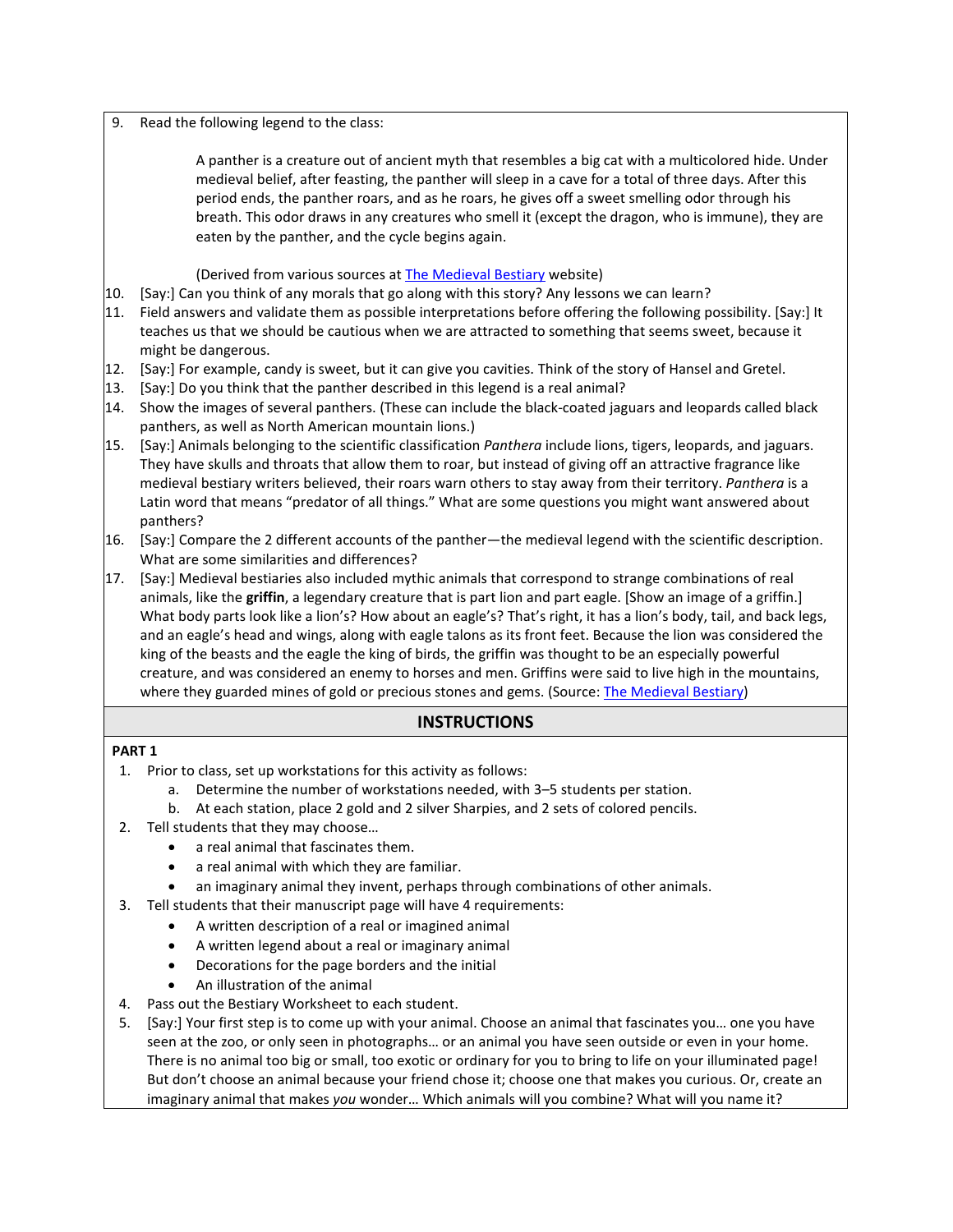9. Read the following legend to the class:

   > A panther is a creature out of ancient myth that resembles a big cat with a multicolored hide. Under medieval belief, after feasting, the panther will sleep in a cave for a total of three days. After this period ends, the panther roars, and as he roars, he gives off a sweet smelling odor through his breath. This odor draws in any creatures who smell it (except the dragon, who is immune), they are eaten by the panther, and the cycle begins again.
   >
   > (Derived from various sources at The Medieval Bestiary website)

10. [Say:] Can you think of any morals that go along with this story? Any lessons we can learn?
11. Field answers and validate them as possible interpretations before offering the following possibility. [Say:] It teaches us that we should be cautious when we are attracted to something that seems sweet, because it might be dangerous.
12. [Say:] For example, candy is sweet, but it can give you cavities. Think of the story of Hansel and Gretel.
13. [Say:] Do you think that the panther described in this legend is a real animal?
14. Show the images of several panthers. (These can include the black-coated jaguars and leopards called black panthers, as well as North American mountain lions.)
15. [Say:] Animals belonging to the scientific classification *Panthera* include lions, tigers, leopards, and jaguars. They have skulls and throats that allow them to roar, but instead of giving off an attractive fragrance like medieval bestiary writers believed, their roars warn others to stay away from their territory. *Panthera* is a Latin word that means "predator of all things." What are some questions you might want answered about panthers?
16. [Say:] Compare the 2 different accounts of the panther—the medieval legend with the scientific description. What are some similarities and differences?
17. [Say:] Medieval bestiaries also included mythic animals that correspond to strange combinations of real animals, like the **griffin**, a legendary creature that is part lion and part eagle. [Show an image of a griffin.] What body parts look like a lion's? How about an eagle's? That's right, it has a lion's body, tail, and back legs, and an eagle's head and wings, along with eagle talons as its front feet. Because the lion was considered the king of the beasts and the eagle the king of birds, the griffin was thought to be an especially powerful creature, and was considered an enemy to horses and men. Griffins were said to live high in the mountains, where they guarded mines of gold or precious stones and gems. (Source: The Medieval Bestiary)

## INSTRUCTIONS

**PART 1**

1. Prior to class, set up workstations for this activity as follows:
   a. Determine the number of workstations needed, with 3–5 students per station.
   b. At each station, place 2 gold and 2 silver Sharpies, and 2 sets of colored pencils.
2. Tell students that they may choose…
   - a real animal that fascinates them.
   - a real animal with which they are familiar.
   - an imaginary animal they invent, perhaps through combinations of other animals.
3. Tell students that their manuscript page will have 4 requirements:
   - A written description of a real or imagined animal
   - A written legend about a real or imaginary animal
   - Decorations for the page borders and the initial
   - An illustration of the animal
4. Pass out the Bestiary Worksheet to each student.
5. [Say:] Your first step is to come up with your animal. Choose an animal that fascinates you… one you have seen at the zoo, or only seen in photographs… or an animal you have seen outside or even in your home. There is no animal too big or small, too exotic or ordinary for you to bring to life on your illuminated page! But don't choose an animal because your friend chose it; choose one that makes you curious. Or, create an imaginary animal that makes *you* wonder… Which animals will you combine? What will you name it?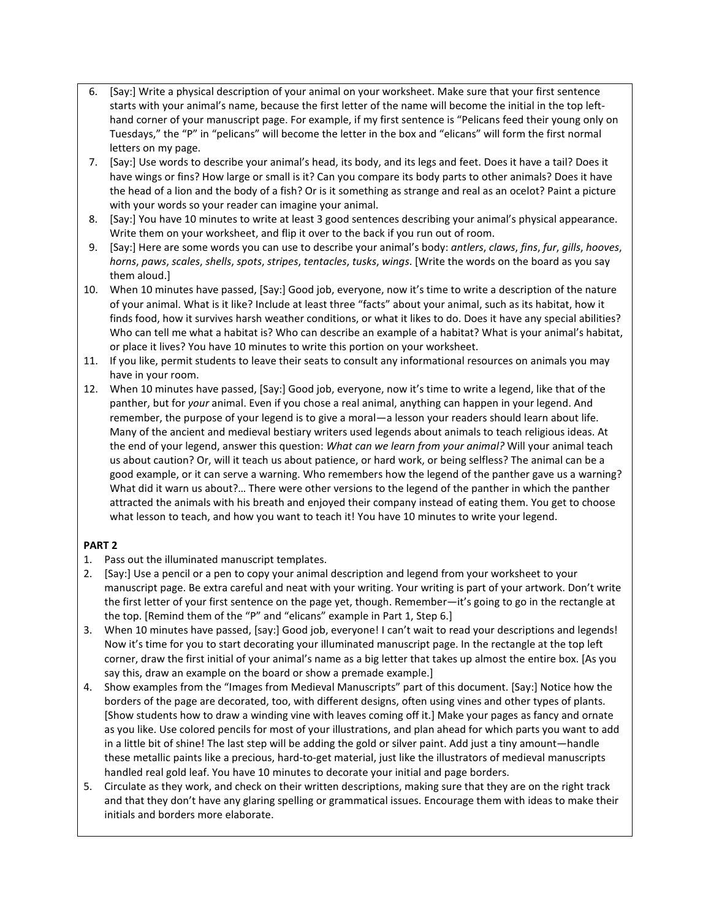6. [Say:] Write a physical description of your animal on your worksheet. Make sure that your first sentence starts with your animal's name, because the first letter of the name will become the initial in the top left-hand corner of your manuscript page. For example, if my first sentence is "Pelicans feed their young only on Tuesdays," the "P" in "pelicans" will become the letter in the box and "elicans" will form the first normal letters on my page.
7. [Say:] Use words to describe your animal's head, its body, and its legs and feet. Does it have a tail? Does it have wings or fins? How large or small is it? Can you compare its body parts to other animals? Does it have the head of a lion and the body of a fish? Or is it something as strange and real as an ocelot? Paint a picture with your words so your reader can imagine your animal.
8. [Say:] You have 10 minutes to write at least 3 good sentences describing your animal's physical appearance. Write them on your worksheet, and flip it over to the back if you run out of room.
9. [Say:] Here are some words you can use to describe your animal's body: *antlers*, *claws*, *fins*, *fur*, *gills*, *hooves*, *horns*, *paws*, *scales*, *shells*, *spots*, *stripes*, *tentacles*, *tusks*, *wings*. [Write the words on the board as you say them aloud.]
10. When 10 minutes have passed, [Say:] Good job, everyone, now it's time to write a description of the nature of your animal. What is it like? Include at least three "facts" about your animal, such as its habitat, how it finds food, how it survives harsh weather conditions, or what it likes to do. Does it have any special abilities? Who can tell me what a habitat is? Who can describe an example of a habitat? What is your animal's habitat, or place it lives? You have 10 minutes to write this portion on your worksheet.
11. If you like, permit students to leave their seats to consult any informational resources on animals you may have in your room.
12. When 10 minutes have passed, [Say:] Good job, everyone, now it's time to write a legend, like that of the panther, but for *your* animal. Even if you chose a real animal, anything can happen in your legend. And remember, the purpose of your legend is to give a moral—a lesson your readers should learn about life. Many of the ancient and medieval bestiary writers used legends about animals to teach religious ideas. At the end of your legend, answer this question: *What can we learn from your animal?* Will your animal teach us about caution? Or, will it teach us about patience, or hard work, or being selfless? The animal can be a good example, or it can serve a warning. Who remembers how the legend of the panther gave us a warning? What did it warn us about?… There were other versions to the legend of the panther in which the panther attracted the animals with his breath and enjoyed their company instead of eating them. You get to choose what lesson to teach, and how you want to teach it! You have 10 minutes to write your legend.

**PART 2**

1. Pass out the illuminated manuscript templates.
2. [Say:] Use a pencil or a pen to copy your animal description and legend from your worksheet to your manuscript page. Be extra careful and neat with your writing. Your writing is part of your artwork. Don't write the first letter of your first sentence on the page yet, though. Remember—it's going to go in the rectangle at the top. [Remind them of the "P" and "elicans" example in Part 1, Step 6.]
3. When 10 minutes have passed, [say:] Good job, everyone! I can't wait to read your descriptions and legends! Now it's time for you to start decorating your illuminated manuscript page. In the rectangle at the top left corner, draw the first initial of your animal's name as a big letter that takes up almost the entire box. [As you say this, draw an example on the board or show a premade example.]
4. Show examples from the "Images from Medieval Manuscripts" part of this document. [Say:] Notice how the borders of the page are decorated, too, with different designs, often using vines and other types of plants. [Show students how to draw a winding vine with leaves coming off it.] Make your pages as fancy and ornate as you like. Use colored pencils for most of your illustrations, and plan ahead for which parts you want to add in a little bit of shine! The last step will be adding the gold or silver paint. Add just a tiny amount—handle these metallic paints like a precious, hard-to-get material, just like the illustrators of medieval manuscripts handled real gold leaf. You have 10 minutes to decorate your initial and page borders.
5. Circulate as they work, and check on their written descriptions, making sure that they are on the right track and that they don't have any glaring spelling or grammatical issues. Encourage them with ideas to make their initials and borders more elaborate.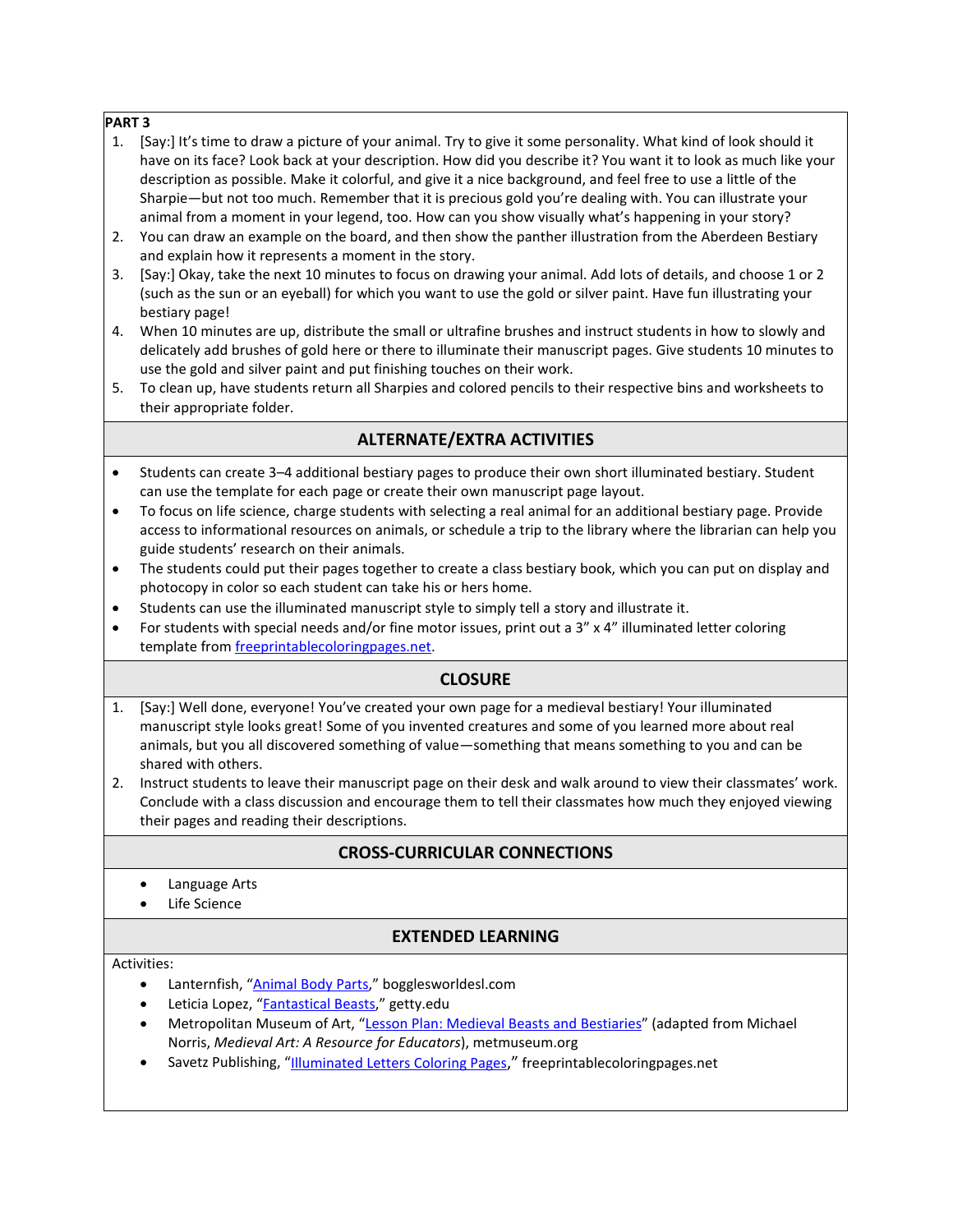**PART 3**

1. [Say:] It's time to draw a picture of your animal. Try to give it some personality. What kind of look should it have on its face? Look back at your description. How did you describe it? You want it to look as much like your description as possible. Make it colorful, and give it a nice background, and feel free to use a little of the Sharpie—but not too much. Remember that it is precious gold you're dealing with. You can illustrate your animal from a moment in your legend, too. How can you show visually what's happening in your story?
2. You can draw an example on the board, and then show the panther illustration from the Aberdeen Bestiary and explain how it represents a moment in the story.
3. [Say:] Okay, take the next 10 minutes to focus on drawing your animal. Add lots of details, and choose 1 or 2 (such as the sun or an eyeball) for which you want to use the gold or silver paint. Have fun illustrating your bestiary page!
4. When 10 minutes are up, distribute the small or ultrafine brushes and instruct students in how to slowly and delicately add brushes of gold here or there to illuminate their manuscript pages. Give students 10 minutes to use the gold and silver paint and put finishing touches on their work.
5. To clean up, have students return all Sharpies and colored pencils to their respective bins and worksheets to their appropriate folder.

## ALTERNATE/EXTRA ACTIVITIES

- Students can create 3–4 additional bestiary pages to produce their own short illuminated bestiary. Student can use the template for each page or create their own manuscript page layout.
- To focus on life science, charge students with selecting a real animal for an additional bestiary page. Provide access to informational resources on animals, or schedule a trip to the library where the librarian can help you guide students' research on their animals.
- The students could put their pages together to create a class bestiary book, which you can put on display and photocopy in color so each student can take his or hers home.
- Students can use the illuminated manuscript style to simply tell a story and illustrate it.
- For students with special needs and/or fine motor issues, print out a 3" x 4" illuminated letter coloring template from freeprintablecoloringpages.net.

## CLOSURE

1. [Say:] Well done, everyone! You've created your own page for a medieval bestiary! Your illuminated manuscript style looks great! Some of you invented creatures and some of you learned more about real animals, but you all discovered something of value—something that means something to you and can be shared with others.
2. Instruct students to leave their manuscript page on their desk and walk around to view their classmates' work. Conclude with a class discussion and encourage them to tell their classmates how much they enjoyed viewing their pages and reading their descriptions.

## CROSS-CURRICULAR CONNECTIONS

- Language Arts
- Life Science

## EXTENDED LEARNING

Activities:

- Lanternfish, "Animal Body Parts," bogglesworldesl.com
- Leticia Lopez, "Fantastical Beasts," getty.edu
- Metropolitan Museum of Art, "Lesson Plan: Medieval Beasts and Bestiaries" (adapted from Michael Norris, *Medieval Art: A Resource for Educators*), metmuseum.org
- Savetz Publishing, "Illuminated Letters Coloring Pages," freeprintablecoloringpages.net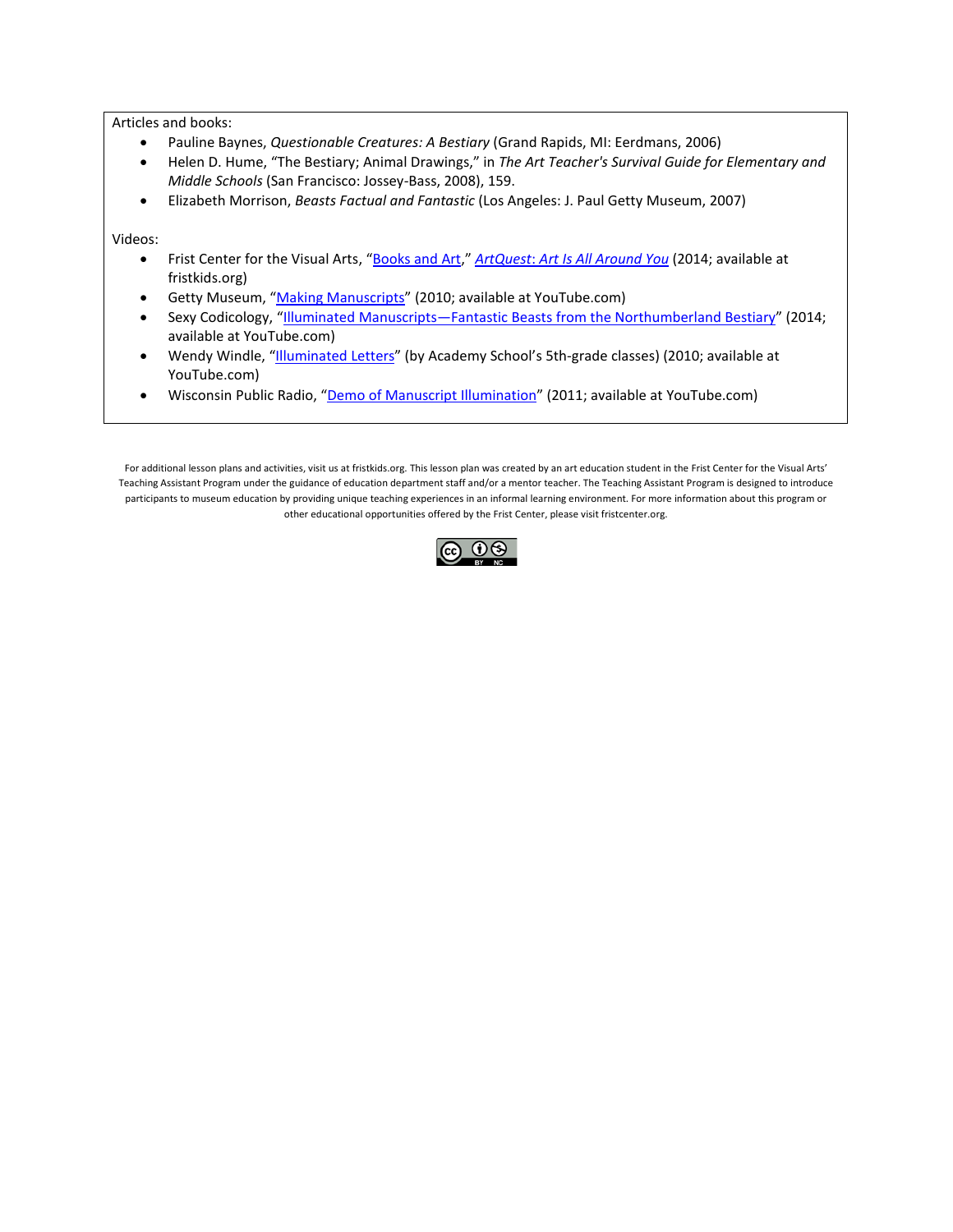Articles and books:

- Pauline Baynes, *Questionable Creatures: A Bestiary* (Grand Rapids, MI: Eerdmans, 2006)
- Helen D. Hume, "The Bestiary; Animal Drawings," in *The Art Teacher's Survival Guide for Elementary and Middle Schools* (San Francisco: Jossey-Bass, 2008), 159.
- Elizabeth Morrison, *Beasts Factual and Fantastic* (Los Angeles: J. Paul Getty Museum, 2007)

Videos:

- Frist Center for the Visual Arts, "Books and Art," *ArtQuest: Art Is All Around You* (2014; available at fristkids.org)
- Getty Museum, "Making Manuscripts" (2010; available at YouTube.com)
- Sexy Codicology, "Illuminated Manuscripts—Fantastic Beasts from the Northumberland Bestiary" (2014; available at YouTube.com)
- Wendy Windle, "Illuminated Letters" (by Academy School's 5th-grade classes) (2010; available at YouTube.com)
- Wisconsin Public Radio, "Demo of Manuscript Illumination" (2011; available at YouTube.com)

For additional lesson plans and activities, visit us at fristkids.org. This lesson plan was created by an art education student in the Frist Center for the Visual Arts' Teaching Assistant Program under the guidance of education department staff and/or a mentor teacher. The Teaching Assistant Program is designed to introduce participants to museum education by providing unique teaching experiences in an informal learning environment. For more information about this program or other educational opportunities offered by the Frist Center, please visit fristcenter.org.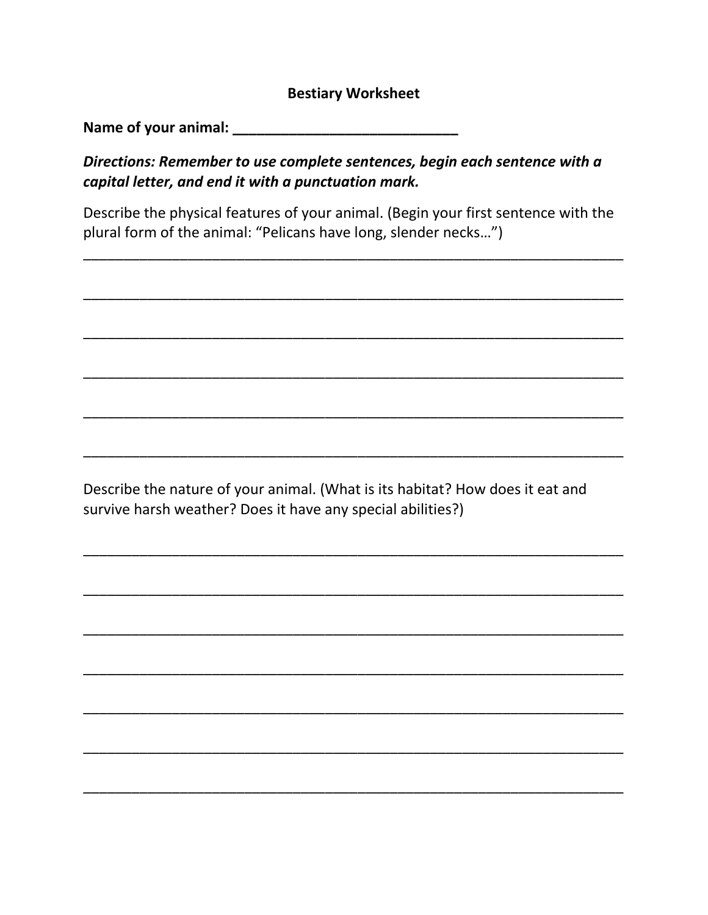**Bestiary Worksheet**

**Name of your animal: ____________________________**

***Directions: Remember to use complete sentences, begin each sentence with a capital letter, and end it with a punctuation mark.***

Describe the physical features of your animal. (Begin your first sentence with the plural form of the animal: "Pelicans have long, slender necks…")

______________________________________________________________________

______________________________________________________________________

______________________________________________________________________

______________________________________________________________________

______________________________________________________________________

______________________________________________________________________

Describe the nature of your animal. (What is its habitat? How does it eat and survive harsh weather? Does it have any special abilities?)

______________________________________________________________________

______________________________________________________________________

______________________________________________________________________

______________________________________________________________________

______________________________________________________________________

______________________________________________________________________

______________________________________________________________________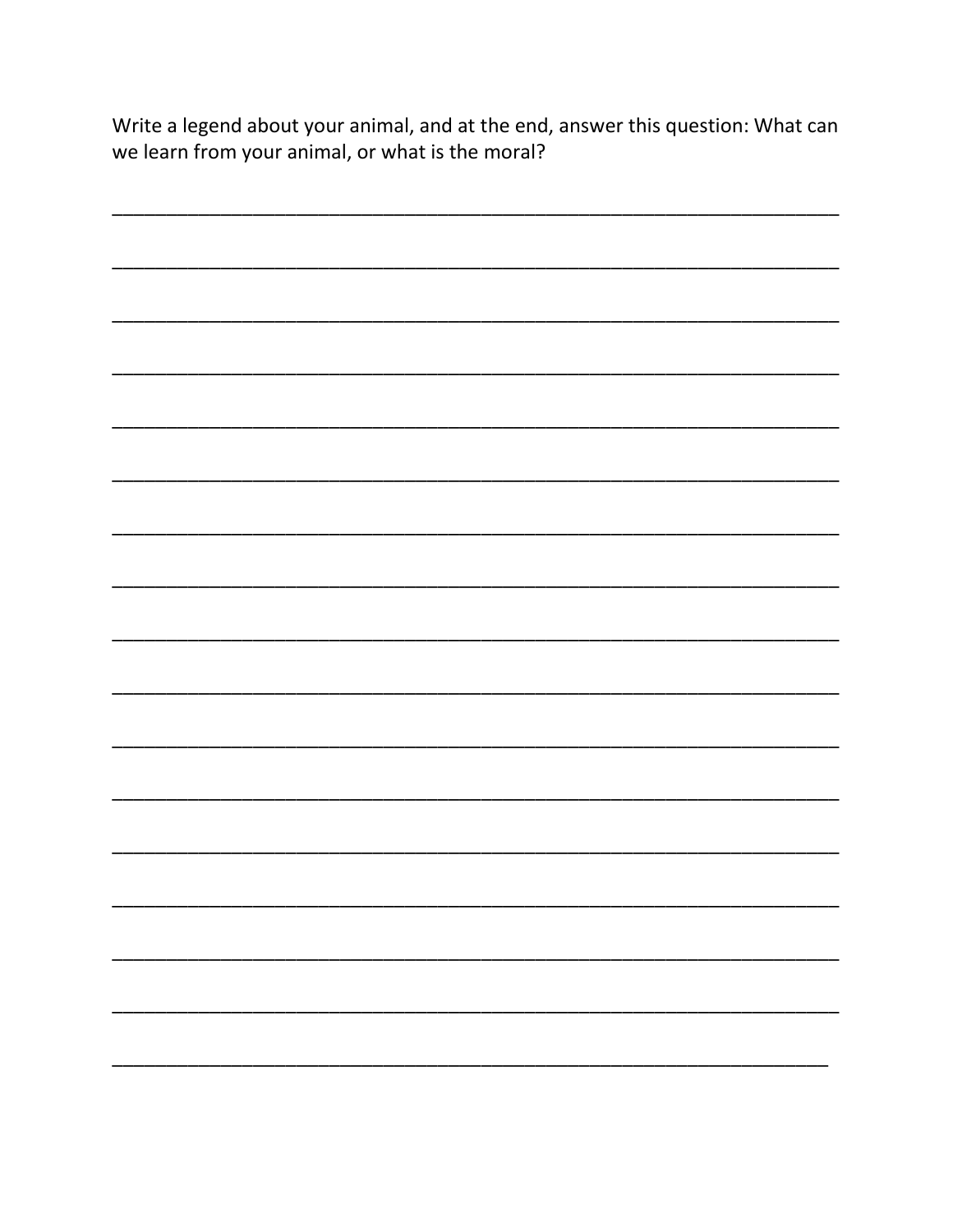Write a legend about your animal, and at the end, answer this question: What can we learn from your animal, or what is the moral?

_______________________________________________________________________

_______________________________________________________________________

_______________________________________________________________________

_______________________________________________________________________

_______________________________________________________________________

_______________________________________________________________________

_______________________________________________________________________

_______________________________________________________________________

_______________________________________________________________________

_______________________________________________________________________

_______________________________________________________________________

_______________________________________________________________________

_______________________________________________________________________

_______________________________________________________________________

_______________________________________________________________________

_______________________________________________________________________

______________________________________________________________________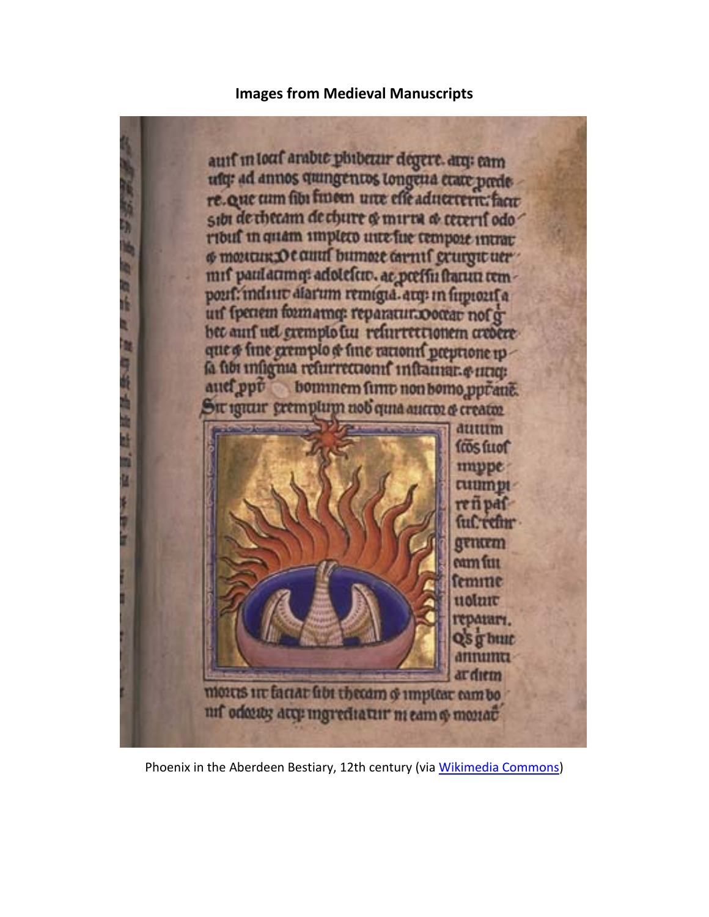**Images from Medieval Manuscripts**

Phoenix in the Aberdeen Bestiary, 12th century (via Wikimedia Commons)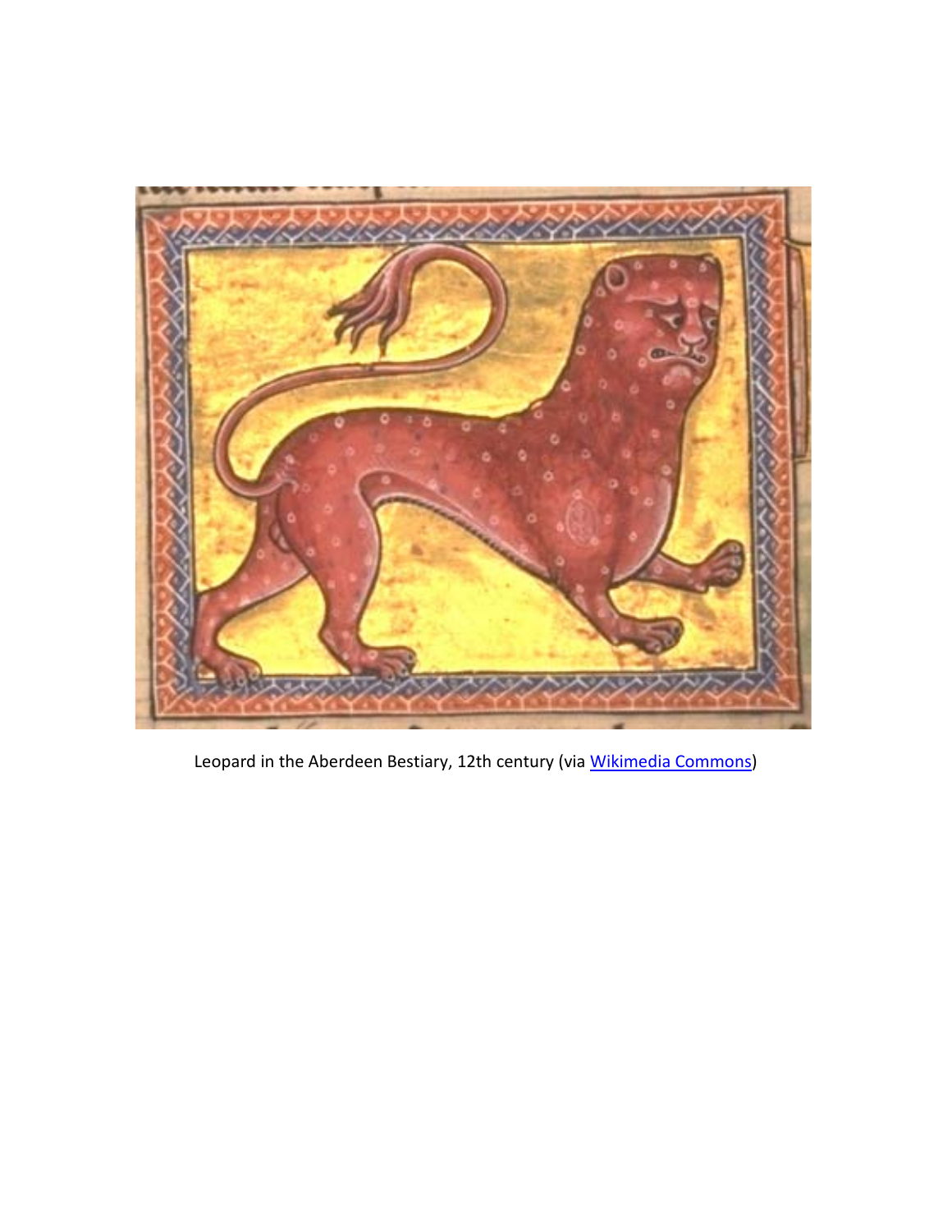Leopard in the Aberdeen Bestiary, 12th century (via [Wikimedia Commons](https://commons.wikimedia.org))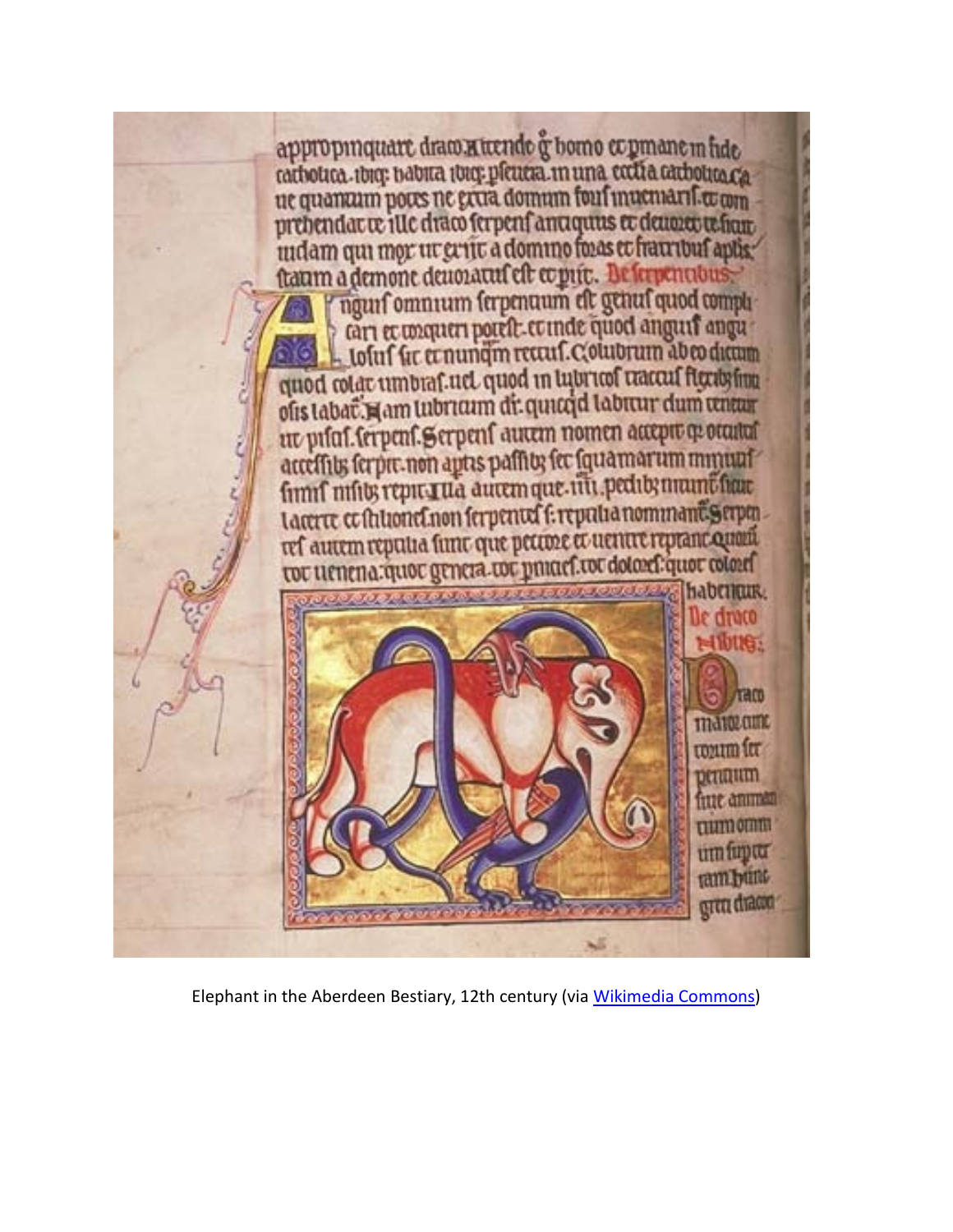Elephant in the Aberdeen Bestiary, 12th century (via Wikimedia Commons)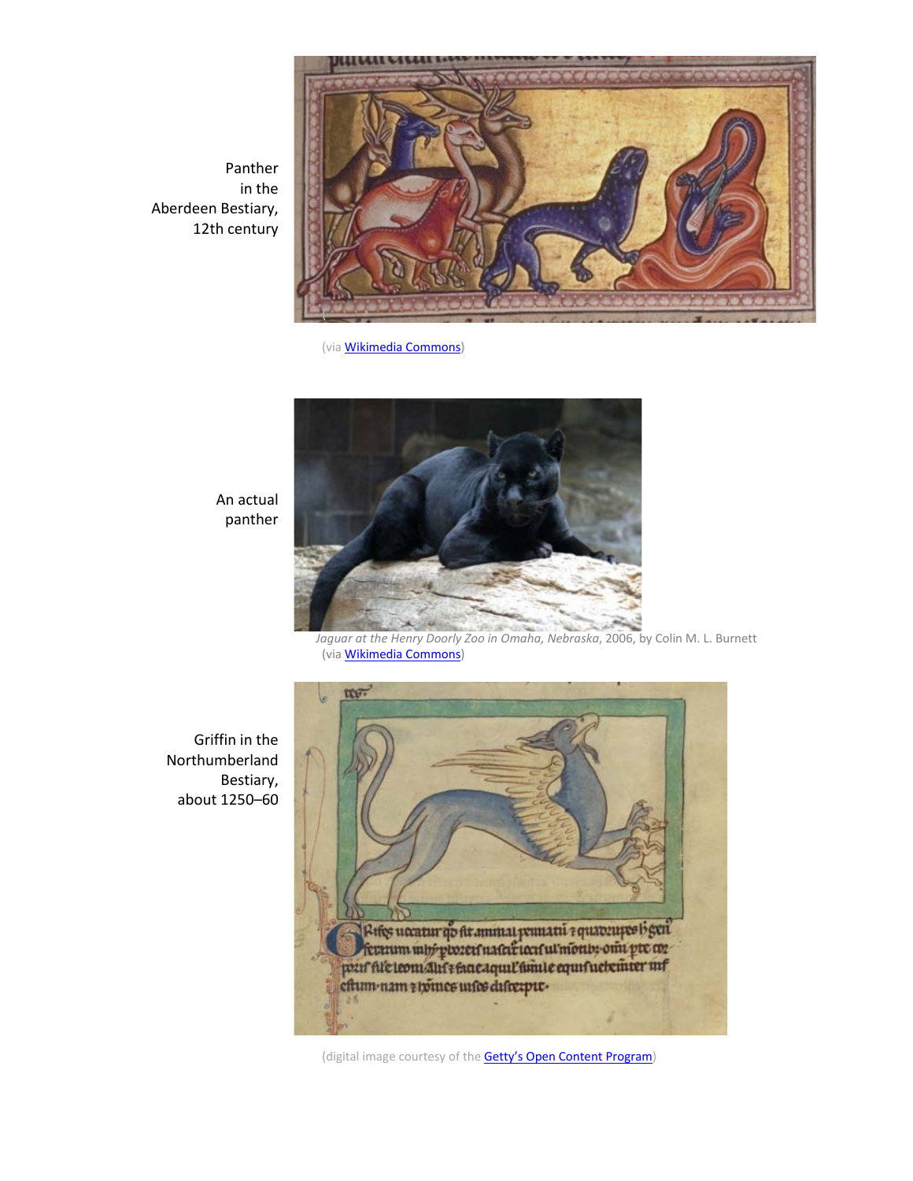Panther in the Aberdeen Bestiary, 12th century

(via [Wikimedia Commons]())

An actual panther

*Jaguar at the Henry Doorly Zoo in Omaha, Nebraska*, 2006, by Colin M. L. Burnett (via [Wikimedia Commons]())

Griffin in the Northumberland Bestiary, about 1250–60

(digital image courtesy of the [Getty's Open Content Program]())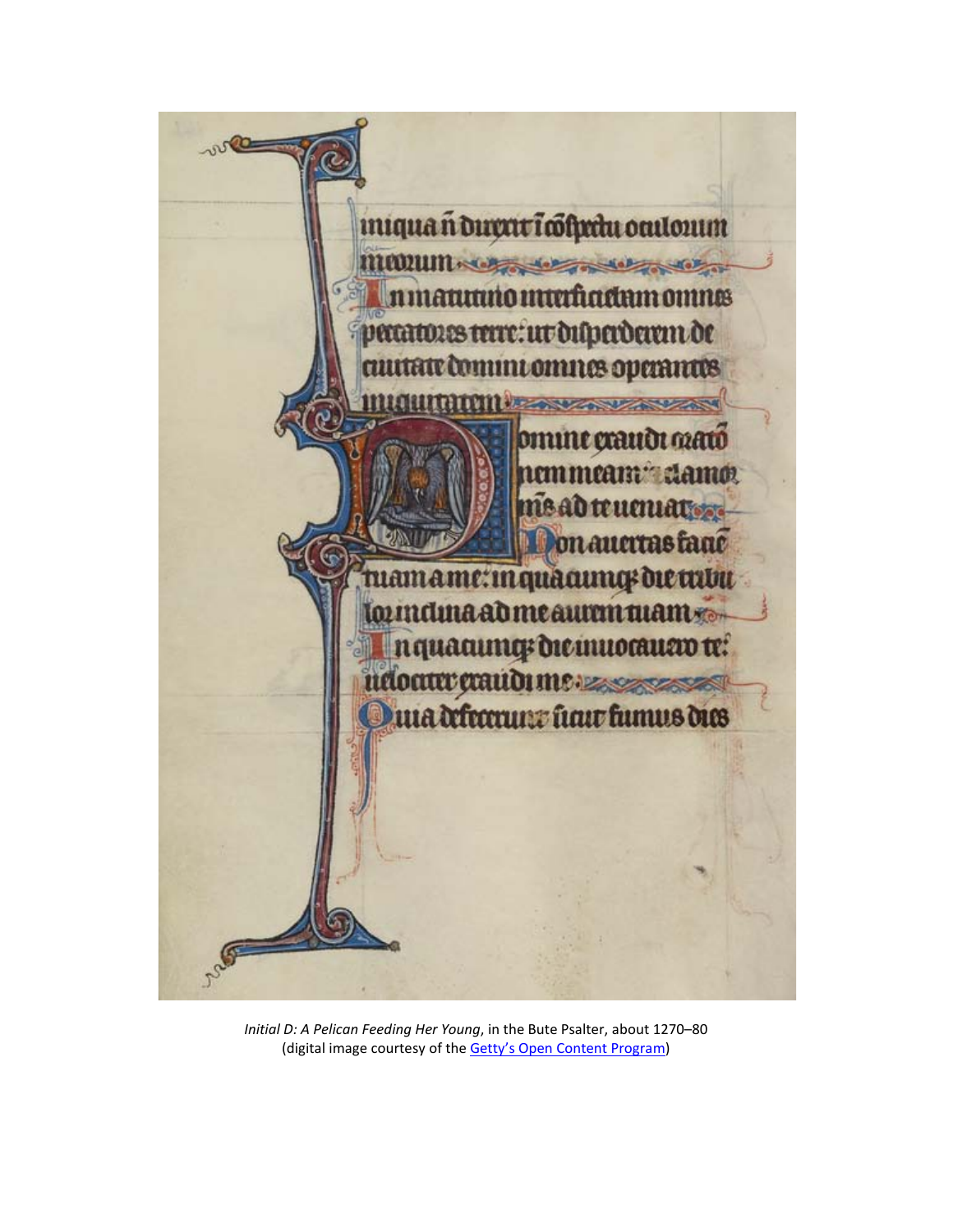*Initial D: A Pelican Feeding Her Young*, in the Bute Psalter, about 1270–80 (digital image courtesy of the Getty's Open Content Program)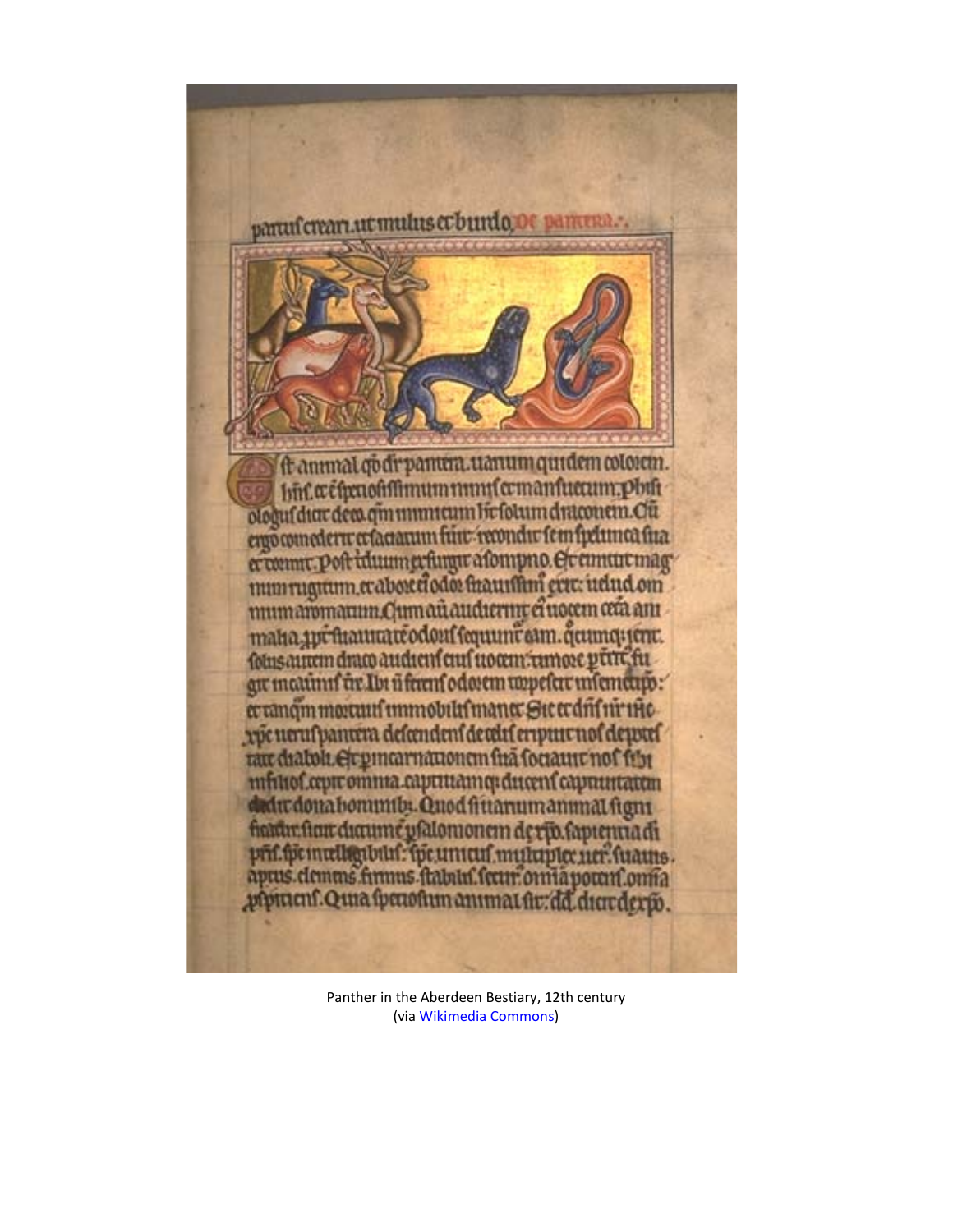Panther in the Aberdeen Bestiary, 12th century
(via Wikimedia Commons)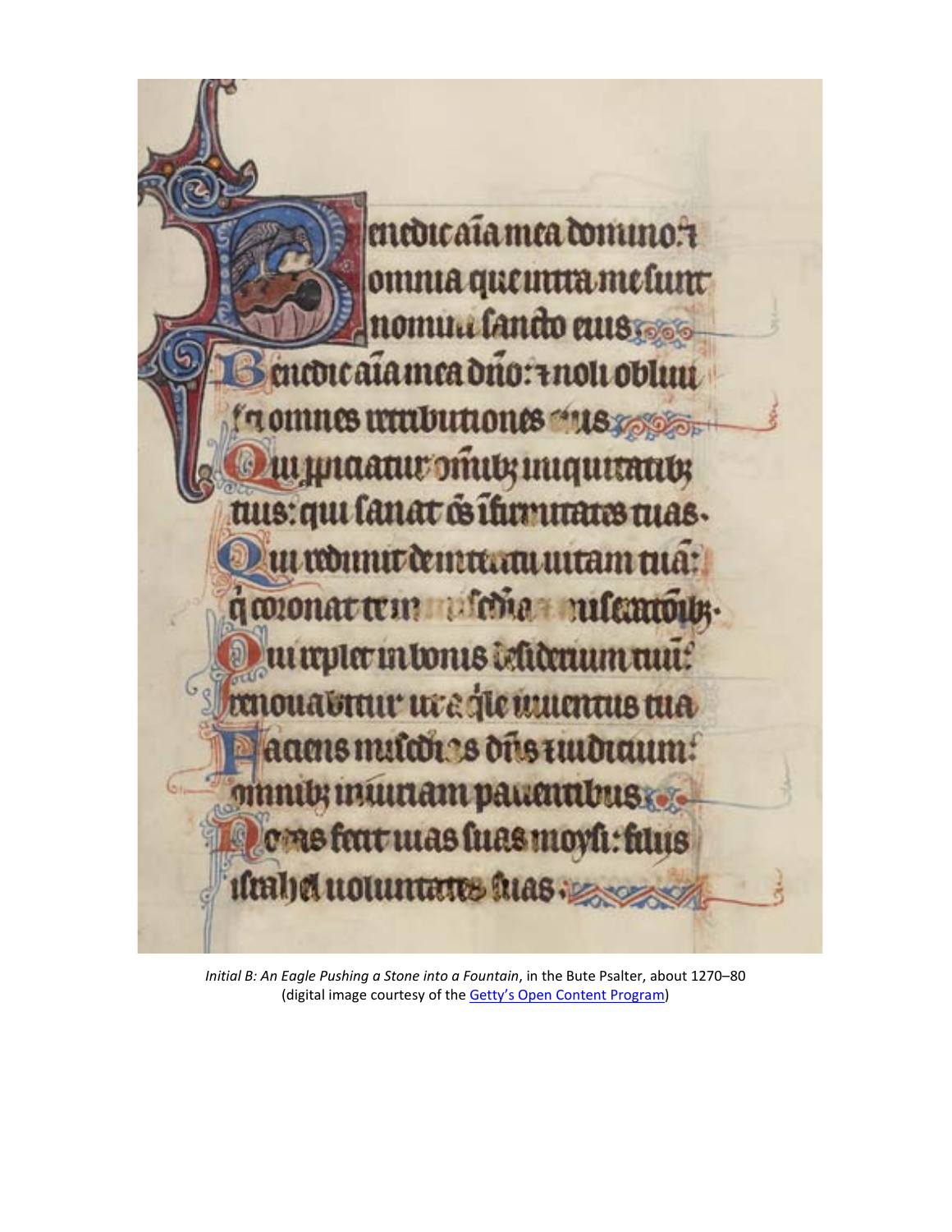*Initial B: An Eagle Pushing a Stone into a Fountain*, in the Bute Psalter, about 1270–80 (digital image courtesy of the Getty's Open Content Program)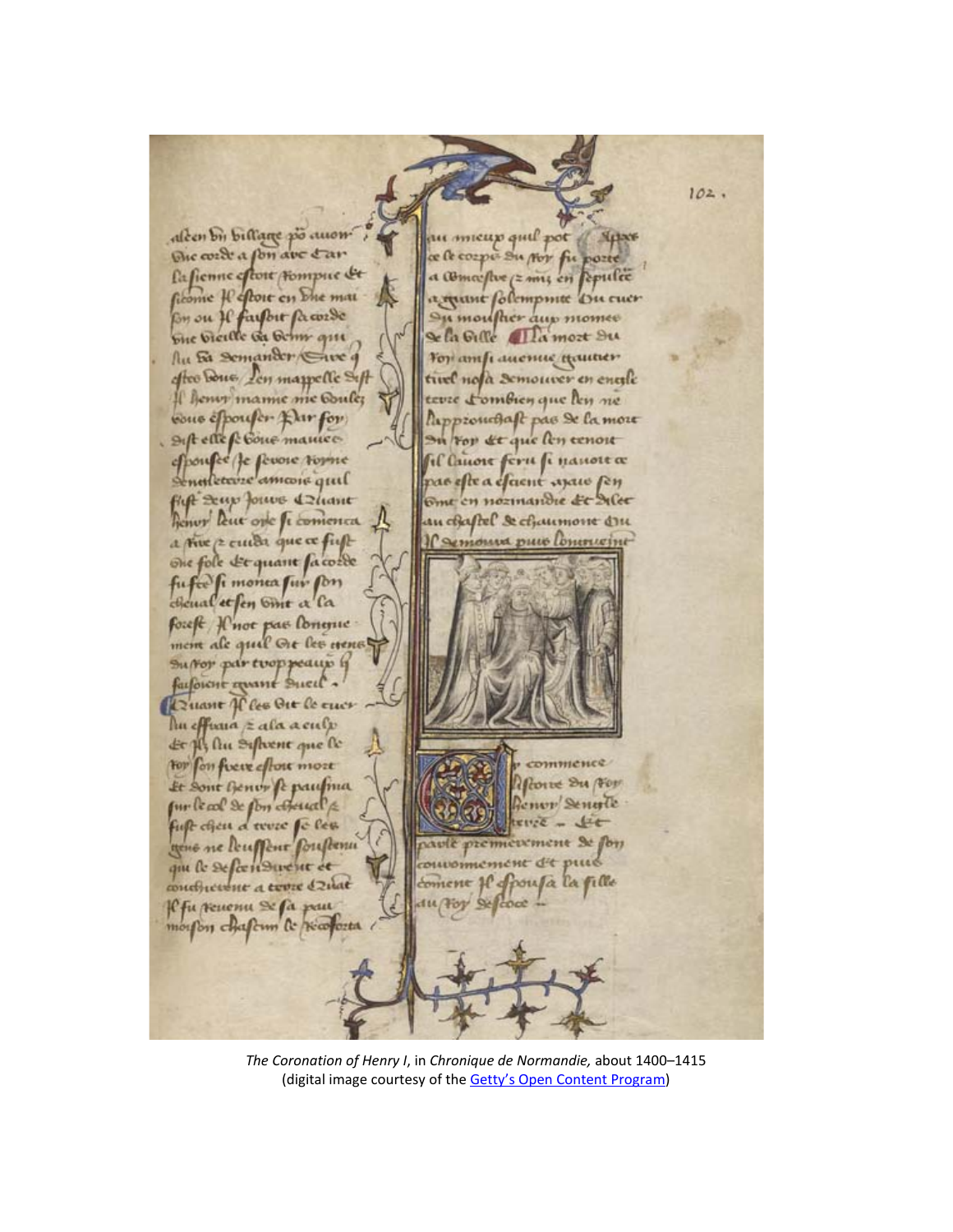*The Coronation of Henry I*, in *Chronique de Normandie,* about 1400–1415 (digital image courtesy of the Getty's Open Content Program)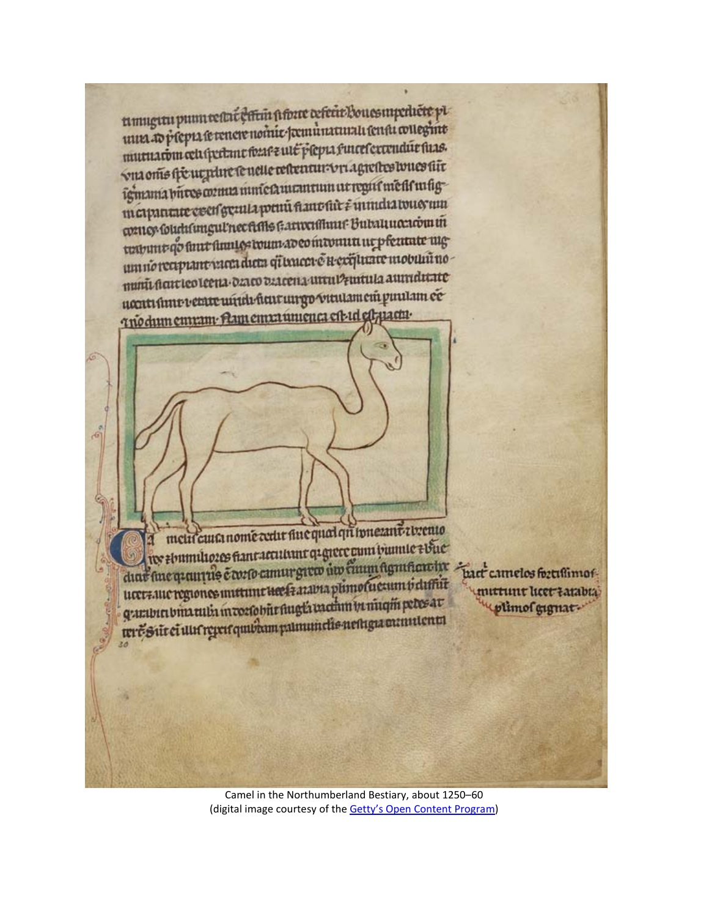Camel in the Northumberland Bestiary, about 1250–60
(digital image courtesy of the Getty's Open Content Program)